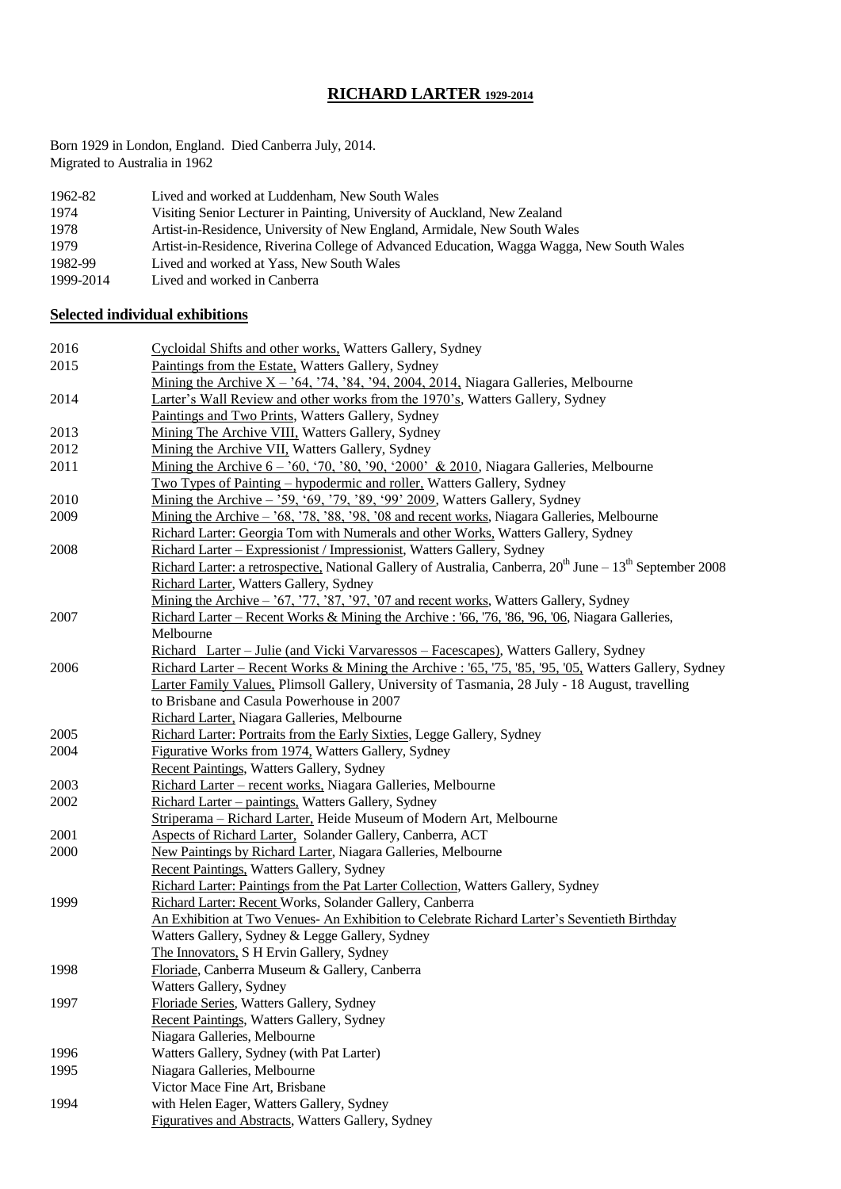# RICHARD LARTER 1929-2014

Born 1929 in London, England. Died Canberra July, 2014.
Migrated to Australia in 1962

| | |
|---|---|
| 1962-82 | Lived and worked at Luddenham, New South Wales |
| 1974 | Visiting Senior Lecturer in Painting, University of Auckland, New Zealand |
| 1978 | Artist-in-Residence, University of New England, Armidale, New South Wales |
| 1979 | Artist-in-Residence, Riverina College of Advanced Education, Wagga Wagga, New South Wales |
| 1982-99 | Lived and worked at Yass, New South Wales |
| 1999-2014 | Lived and worked in Canberra |

## Selected individual exhibitions

| | |
|---|---|
| 2016 | Cycloidal Shifts and other works, Watters Gallery, Sydney |
| 2015 | Paintings from the Estate, Watters Gallery, Sydney |
| | Mining the Archive X – '64, '74, '84, '94, 2004, 2014, Niagara Galleries, Melbourne |
| 2014 | Larter's Wall Review and other works from the 1970's, Watters Gallery, Sydney |
| | Paintings and Two Prints, Watters Gallery, Sydney |
| 2013 | Mining The Archive VIII, Watters Gallery, Sydney |
| 2012 | Mining the Archive VII, Watters Gallery, Sydney |
| 2011 | Mining the Archive 6 – '60, '70, '80, '90, '2000' & 2010, Niagara Galleries, Melbourne |
| | Two Types of Painting – hypodermic and roller, Watters Gallery, Sydney |
| 2010 | Mining the Archive – '59, '69, '79, '89, '99' 2009, Watters Gallery, Sydney |
| 2009 | Mining the Archive – '68, '78, '88, '98, '08 and recent works, Niagara Galleries, Melbourne |
| | Richard Larter: Georgia Tom with Numerals and other Works, Watters Gallery, Sydney |
| 2008 | Richard Larter – Expressionist / Impressionist, Watters Gallery, Sydney |
| | Richard Larter: a retrospective, National Gallery of Australia, Canberra, 20th June – 13th September 2008 |
| | Richard Larter, Watters Gallery, Sydney |
| | Mining the Archive – '67, '77, '87, '97, '07 and recent works, Watters Gallery, Sydney |
| 2007 | Richard Larter – Recent Works & Mining the Archive : '66, '76, '86, '96, '06, Niagara Galleries, Melbourne |
| | Richard Larter – Julie (and Vicki Varvaressos – Facescapes), Watters Gallery, Sydney |
| 2006 | Richard Larter – Recent Works & Mining the Archive : '65, '75, '85, '95, '05, Watters Gallery, Sydney |
| | Larter Family Values, Plimsoll Gallery, University of Tasmania, 28 July - 18 August, travelling to Brisbane and Casula Powerhouse in 2007 |
| | Richard Larter, Niagara Galleries, Melbourne |
| 2005 | Richard Larter: Portraits from the Early Sixties, Legge Gallery, Sydney |
| 2004 | Figurative Works from 1974, Watters Gallery, Sydney |
| | Recent Paintings, Watters Gallery, Sydney |
| 2003 | Richard Larter – recent works, Niagara Galleries, Melbourne |
| 2002 | Richard Larter – paintings, Watters Gallery, Sydney |
| | Striperama – Richard Larter, Heide Museum of Modern Art, Melbourne |
| 2001 | Aspects of Richard Larter, Solander Gallery, Canberra, ACT |
| 2000 | New Paintings by Richard Larter, Niagara Galleries, Melbourne |
| | Recent Paintings, Watters Gallery, Sydney |
| | Richard Larter: Paintings from the Pat Larter Collection, Watters Gallery, Sydney |
| 1999 | Richard Larter: Recent Works, Solander Gallery, Canberra |
| | An Exhibition at Two Venues- An Exhibition to Celebrate Richard Larter's Seventieth Birthday Watters Gallery, Sydney & Legge Gallery, Sydney |
| | The Innovators, S H Ervin Gallery, Sydney |
| 1998 | Floriade, Canberra Museum & Gallery, Canberra |
| | Watters Gallery, Sydney |
| 1997 | Floriade Series, Watters Gallery, Sydney |
| | Recent Paintings, Watters Gallery, Sydney |
| | Niagara Galleries, Melbourne |
| 1996 | Watters Gallery, Sydney (with Pat Larter) |
| 1995 | Niagara Galleries, Melbourne |
| | Victor Mace Fine Art, Brisbane |
| 1994 | with Helen Eager, Watters Gallery, Sydney |
| | Figuratives and Abstracts, Watters Gallery, Sydney |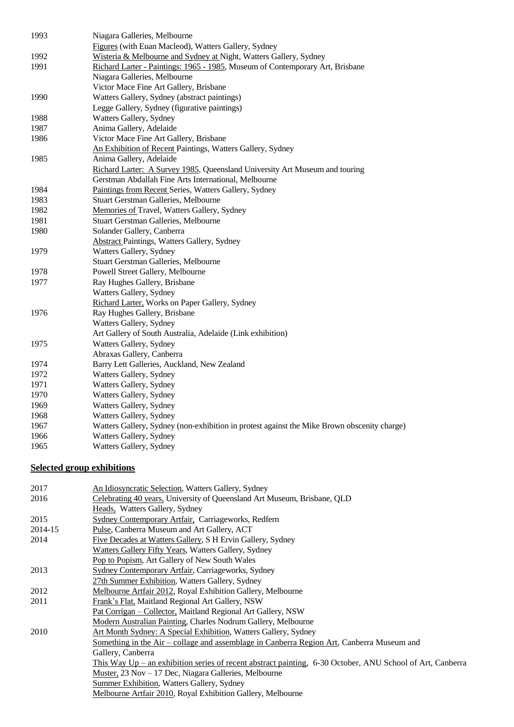| | |
|---|---|
| 1993 | Niagara Galleries, Melbourne |
| | Figures (with Euan Macleod), Watters Gallery, Sydney |
| 1992 | Wisteria & Melbourne and Sydney at Night, Watters Gallery, Sydney |
| 1991 | Richard Larter - Paintings: 1965 - 1985, Museum of Contemporary Art, Brisbane |
| | Niagara Galleries, Melbourne |
| | Victor Mace Fine Art Gallery, Brisbane |
| 1990 | Watters Gallery, Sydney (abstract paintings) |
| | Legge Gallery, Sydney (figurative paintings) |
| 1988 | Watters Gallery, Sydney |
| 1987 | Anima Gallery, Adelaide |
| 1986 | Victor Mace Fine Art Gallery, Brisbane |
| | An Exhibition of Recent Paintings, Watters Gallery, Sydney |
| 1985 | Anima Gallery, Adelaide |
| | Richard Larter: A Survey 1985, Queensland University Art Museum and touring |
| | Gerstman Abdallah Fine Arts International, Melbourne |
| 1984 | Paintings from Recent Series, Watters Gallery, Sydney |
| 1983 | Stuart Gerstman Galleries, Melbourne |
| 1982 | Memories of Travel, Watters Gallery, Sydney |
| 1981 | Stuart Gerstman Galleries, Melbourne |
| 1980 | Solander Gallery, Canberra |
| | Abstract Paintings, Watters Gallery, Sydney |
| 1979 | Watters Gallery, Sydney |
| | Stuart Gerstman Galleries, Melbourne |
| 1978 | Powell Street Gallery, Melbourne |
| 1977 | Ray Hughes Gallery, Brisbane |
| | Watters Gallery, Sydney |
| | Richard Larter, Works on Paper Gallery, Sydney |
| 1976 | Ray Hughes Gallery, Brisbane |
| | Watters Gallery, Sydney |
| | Art Gallery of South Australia, Adelaide (Link exhibition) |
| 1975 | Watters Gallery, Sydney |
| | Abraxas Gallery, Canberra |
| 1974 | Barry Lett Galleries, Auckland, New Zealand |
| 1972 | Watters Gallery, Sydney |
| 1971 | Watters Gallery, Sydney |
| 1970 | Watters Gallery, Sydney |
| 1969 | Watters Gallery, Sydney |
| 1968 | Watters Gallery, Sydney |
| 1967 | Watters Gallery, Sydney (non-exhibition in protest against the Mike Brown obscenity charge) |
| 1966 | Watters Gallery, Sydney |
| 1965 | Watters Gallery, Sydney |

## **Selected group exhibitions**

| | |
|---|---|
| 2017 | An Idiosyncratic Selection, Watters Gallery, Sydney |
| 2016 | Celebrating 40 years, University of Queensland Art Museum, Brisbane, QLD |
| | Heads, Watters Gallery, Sydney |
| 2015 | Sydney Contemporary Artfair, Carriageworks, Redfern |
| 2014-15 | Pulse, Canberra Museum and Art Gallery, ACT |
| 2014 | Five Decades at Watters Gallery, S H Ervin Gallery, Sydney |
| | Watters Gallery Fifty Years, Watters Gallery, Sydney |
| | Pop to Popism, Art Gallery of New South Wales |
| 2013 | Sydney Contemporary Artfair, Carriageworks, Sydney |
| | 27th Summer Exhibition, Watters Gallery, Sydney |
| 2012 | Melbourne Artfair 2012, Royal Exhibition Gallery, Melbourne |
| 2011 | Frank's Flat, Maitland Regional Art Gallery, NSW |
| | Pat Corrigan – Collector, Maitland Regional Art Gallery, NSW |
| | Modern Australian Painting, Charles Nodrum Gallery, Melbourne |
| 2010 | Art Month Sydney: A Special Exhibition, Watters Gallery, Sydney |
| | Something in the Air – collage and assemblage in Canberra Region Art, Canberra Museum and Gallery, Canberra |
| | This Way Up – an exhibition series of recent abstract painting, 6-30 October, ANU School of Art, Canberra |
| | Muster, 23 Nov – 17 Dec, Niagara Galleries, Melbourne |
| | Summer Exhibition, Watters Gallery, Sydney |
| | Melbourne Artfair 2010, Royal Exhibition Gallery, Melbourne |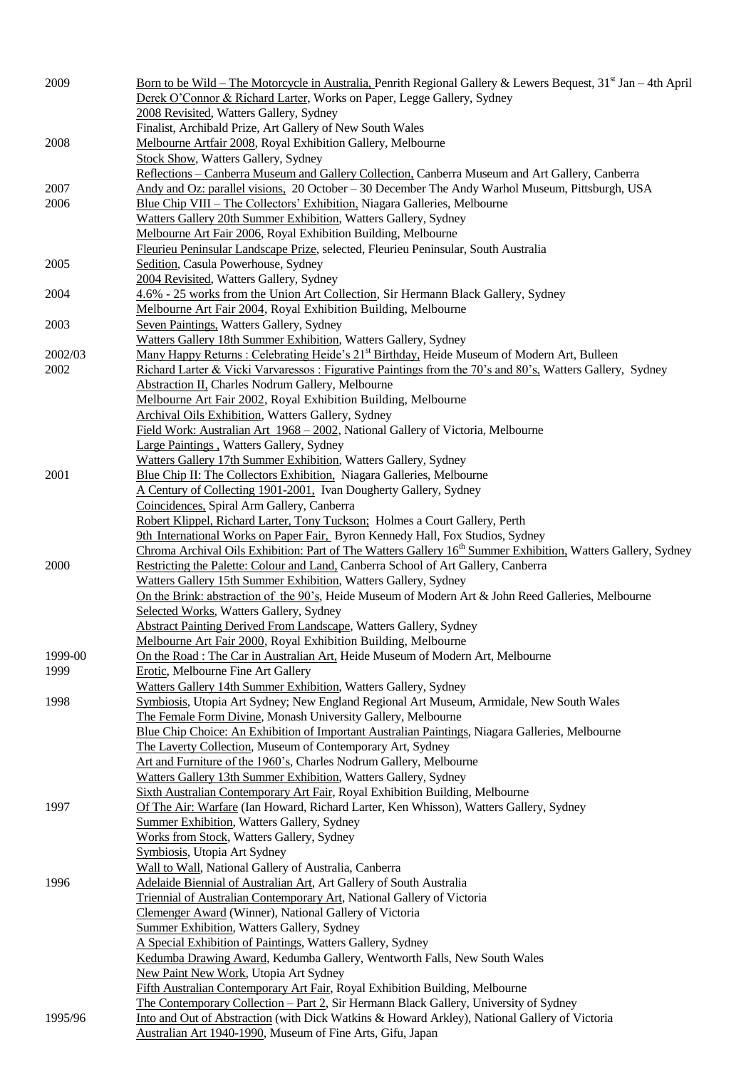| | |
|---|---|
| 2009 | Born to be Wild – The Motorcycle in Australia, Penrith Regional Gallery & Lewers Bequest, 31st Jan – 4th April |
| | Derek O'Connor & Richard Larter, Works on Paper, Legge Gallery, Sydney |
| | 2008 Revisited, Watters Gallery, Sydney |
| | Finalist, Archibald Prize, Art Gallery of New South Wales |
| 2008 | Melbourne Artfair 2008, Royal Exhibition Gallery, Melbourne |
| | Stock Show, Watters Gallery, Sydney |
| | Reflections – Canberra Museum and Gallery Collection, Canberra Museum and Art Gallery, Canberra |
| 2007 | Andy and Oz: parallel visions, 20 October – 30 December The Andy Warhol Museum, Pittsburgh, USA |
| 2006 | Blue Chip VIII – The Collectors' Exhibition, Niagara Galleries, Melbourne |
| | Watters Gallery 20th Summer Exhibition, Watters Gallery, Sydney |
| | Melbourne Art Fair 2006, Royal Exhibition Building, Melbourne |
| | Fleurieu Peninsular Landscape Prize, selected, Fleurieu Peninsular, South Australia |
| 2005 | Sedition, Casula Powerhouse, Sydney |
| | 2004 Revisited, Watters Gallery, Sydney |
| 2004 | 4.6% - 25 works from the Union Art Collection, Sir Hermann Black Gallery, Sydney |
| | Melbourne Art Fair 2004, Royal Exhibition Building, Melbourne |
| 2003 | Seven Paintings, Watters Gallery, Sydney |
| | Watters Gallery 18th Summer Exhibition, Watters Gallery, Sydney |
| 2002/03 | Many Happy Returns : Celebrating Heide's 21st Birthday, Heide Museum of Modern Art, Bulleen |
| 2002 | Richard Larter & Vicki Varvaressos : Figurative Paintings from the 70's and 80's, Watters Gallery, Sydney |
| | Abstraction II, Charles Nodrum Gallery, Melbourne |
| | Melbourne Art Fair 2002, Royal Exhibition Building, Melbourne |
| | Archival Oils Exhibition, Watters Gallery, Sydney |
| | Field Work: Australian Art 1968 – 2002, National Gallery of Victoria, Melbourne |
| | Large Paintings , Watters Gallery, Sydney |
| | Watters Gallery 17th Summer Exhibition, Watters Gallery, Sydney |
| 2001 | Blue Chip II: The Collectors Exhibition, Niagara Galleries, Melbourne |
| | A Century of Collecting 1901-2001, Ivan Dougherty Gallery, Sydney |
| | Coincidences, Spiral Arm Gallery, Canberra |
| | Robert Klippel, Richard Larter, Tony Tuckson; Holmes a Court Gallery, Perth |
| | 9th International Works on Paper Fair, Byron Kennedy Hall, Fox Studios, Sydney |
| | Chroma Archival Oils Exhibition: Part of The Watters Gallery 16th Summer Exhibition, Watters Gallery, Sydney |
| 2000 | Restricting the Palette: Colour and Land, Canberra School of Art Gallery, Canberra |
| | Watters Gallery 15th Summer Exhibition, Watters Gallery, Sydney |
| | On the Brink: abstraction of the 90's, Heide Museum of Modern Art & John Reed Galleries, Melbourne |
| | Selected Works, Watters Gallery, Sydney |
| | Abstract Painting Derived From Landscape, Watters Gallery, Sydney |
| | Melbourne Art Fair 2000, Royal Exhibition Building, Melbourne |
| 1999-00 | On the Road : The Car in Australian Art, Heide Museum of Modern Art, Melbourne |
| 1999 | Erotic, Melbourne Fine Art Gallery |
| | Watters Gallery 14th Summer Exhibition, Watters Gallery, Sydney |
| 1998 | Symbiosis, Utopia Art Sydney; New England Regional Art Museum, Armidale, New South Wales |
| | The Female Form Divine, Monash University Gallery, Melbourne |
| | Blue Chip Choice: An Exhibition of Important Australian Paintings, Niagara Galleries, Melbourne |
| | The Laverty Collection, Museum of Contemporary Art, Sydney |
| | Art and Furniture of the 1960's, Charles Nodrum Gallery, Melbourne |
| | Watters Gallery 13th Summer Exhibition, Watters Gallery, Sydney |
| | Sixth Australian Contemporary Art Fair, Royal Exhibition Building, Melbourne |
| 1997 | Of The Air: Warfare (Ian Howard, Richard Larter, Ken Whisson), Watters Gallery, Sydney |
| | Summer Exhibition, Watters Gallery, Sydney |
| | Works from Stock, Watters Gallery, Sydney |
| | Symbiosis, Utopia Art Sydney |
| | Wall to Wall, National Gallery of Australia, Canberra |
| 1996 | Adelaide Biennial of Australian Art, Art Gallery of South Australia |
| | Triennial of Australian Contemporary Art, National Gallery of Victoria |
| | Clemenger Award (Winner), National Gallery of Victoria |
| | Summer Exhibition, Watters Gallery, Sydney |
| | A Special Exhibition of Paintings, Watters Gallery, Sydney |
| | Kedumba Drawing Award, Kedumba Gallery, Wentworth Falls, New South Wales |
| | New Paint New Work, Utopia Art Sydney |
| | Fifth Australian Contemporary Art Fair, Royal Exhibition Building, Melbourne |
| | The Contemporary Collection – Part 2, Sir Hermann Black Gallery, University of Sydney |
| 1995/96 | Into and Out of Abstraction (with Dick Watkins & Howard Arkley), National Gallery of Victoria |
| | Australian Art 1940-1990, Museum of Fine Arts, Gifu, Japan |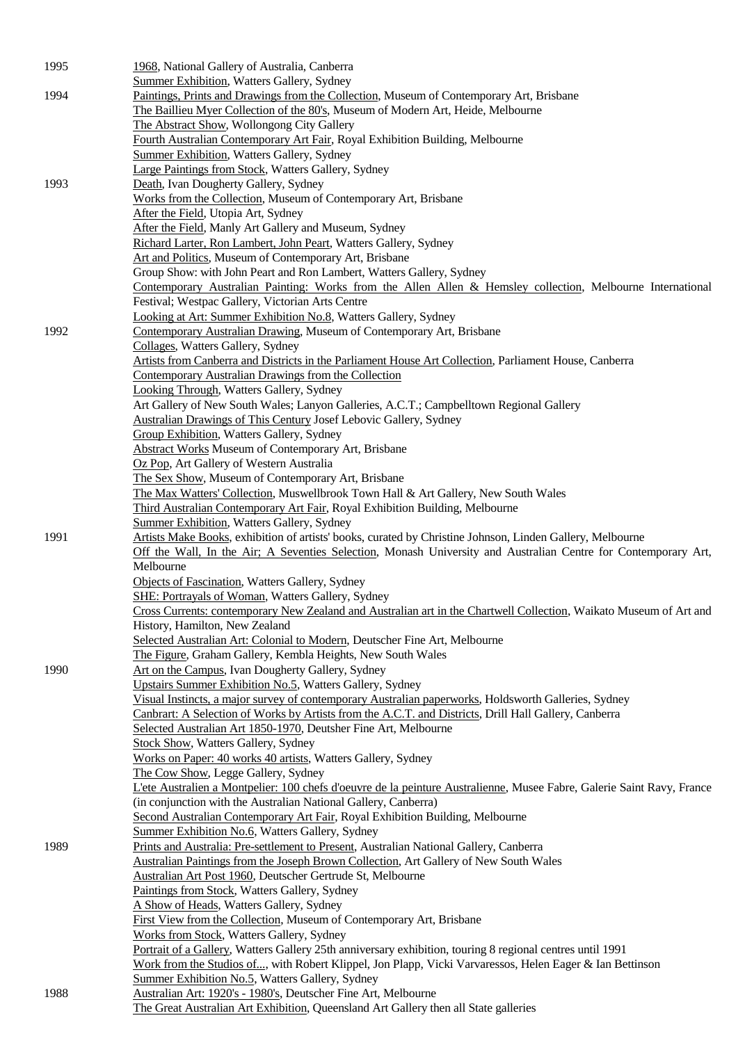| | |
|---|---|
| 1995 | 1968, National Gallery of Australia, Canberra |
| | Summer Exhibition, Watters Gallery, Sydney |
| 1994 | Paintings, Prints and Drawings from the Collection, Museum of Contemporary Art, Brisbane |
| | The Baillieu Myer Collection of the 80's, Museum of Modern Art, Heide, Melbourne |
| | The Abstract Show, Wollongong City Gallery |
| | Fourth Australian Contemporary Art Fair, Royal Exhibition Building, Melbourne |
| | Summer Exhibition, Watters Gallery, Sydney |
| | Large Paintings from Stock, Watters Gallery, Sydney |
| 1993 | Death, Ivan Dougherty Gallery, Sydney |
| | Works from the Collection, Museum of Contemporary Art, Brisbane |
| | After the Field, Utopia Art, Sydney |
| | After the Field, Manly Art Gallery and Museum, Sydney |
| | Richard Larter, Ron Lambert, John Peart, Watters Gallery, Sydney |
| | Art and Politics, Museum of Contemporary Art, Brisbane |
| | Group Show: with John Peart and Ron Lambert, Watters Gallery, Sydney |
| | Contemporary Australian Painting: Works from the Allen Allen & Hemsley collection, Melbourne International Festival; Westpac Gallery, Victorian Arts Centre |
| | Looking at Art: Summer Exhibition No.8, Watters Gallery, Sydney |
| 1992 | Contemporary Australian Drawing, Museum of Contemporary Art, Brisbane |
| | Collages, Watters Gallery, Sydney |
| | Artists from Canberra and Districts in the Parliament House Art Collection, Parliament House, Canberra |
| | Contemporary Australian Drawings from the Collection |
| | Looking Through, Watters Gallery, Sydney |
| | Art Gallery of New South Wales; Lanyon Galleries, A.C.T.; Campbelltown Regional Gallery |
| | Australian Drawings of This Century Josef Lebovic Gallery, Sydney |
| | Group Exhibition, Watters Gallery, Sydney |
| | Abstract Works Museum of Contemporary Art, Brisbane |
| | Oz Pop, Art Gallery of Western Australia |
| | The Sex Show, Museum of Contemporary Art, Brisbane |
| | The Max Watters' Collection, Muswellbrook Town Hall & Art Gallery, New South Wales |
| | Third Australian Contemporary Art Fair, Royal Exhibition Building, Melbourne |
| | Summer Exhibition, Watters Gallery, Sydney |
| 1991 | Artists Make Books, exhibition of artists' books, curated by Christine Johnson, Linden Gallery, Melbourne |
| | Off the Wall, In the Air; A Seventies Selection, Monash University and Australian Centre for Contemporary Art, Melbourne |
| | Objects of Fascination, Watters Gallery, Sydney |
| | SHE: Portrayals of Woman, Watters Gallery, Sydney |
| | Cross Currents: contemporary New Zealand and Australian art in the Chartwell Collection, Waikato Museum of Art and History, Hamilton, New Zealand |
| | Selected Australian Art: Colonial to Modern, Deutscher Fine Art, Melbourne |
| | The Figure, Graham Gallery, Kembla Heights, New South Wales |
| 1990 | Art on the Campus, Ivan Dougherty Gallery, Sydney |
| | Upstairs Summer Exhibition No.5, Watters Gallery, Sydney |
| | Visual Instincts, a major survey of contemporary Australian paperworks, Holdsworth Galleries, Sydney |
| | Canbrart: A Selection of Works by Artists from the A.C.T. and Districts, Drill Hall Gallery, Canberra |
| | Selected Australian Art 1850-1970, Deutsher Fine Art, Melbourne |
| | Stock Show, Watters Gallery, Sydney |
| | Works on Paper: 40 works 40 artists, Watters Gallery, Sydney |
| | The Cow Show, Legge Gallery, Sydney |
| | L'ete Australien a Montpelier: 100 chefs d'oeuvre de la peinture Australienne, Musee Fabre, Galerie Saint Ravy, France (in conjunction with the Australian National Gallery, Canberra) |
| | Second Australian Contemporary Art Fair, Royal Exhibition Building, Melbourne |
| | Summer Exhibition No.6, Watters Gallery, Sydney |
| 1989 | Prints and Australia: Pre-settlement to Present, Australian National Gallery, Canberra |
| | Australian Paintings from the Joseph Brown Collection, Art Gallery of New South Wales |
| | Australian Art Post 1960, Deutscher Gertrude St, Melbourne |
| | Paintings from Stock, Watters Gallery, Sydney |
| | A Show of Heads, Watters Gallery, Sydney |
| | First View from the Collection, Museum of Contemporary Art, Brisbane |
| | Works from Stock, Watters Gallery, Sydney |
| | Portrait of a Gallery, Watters Gallery 25th anniversary exhibition, touring 8 regional centres until 1991 |
| | Work from the Studios of..., with Robert Klippel, Jon Plapp, Vicki Varvaressos, Helen Eager & Ian Bettinson |
| | Summer Exhibition No.5, Watters Gallery, Sydney |
| 1988 | Australian Art: 1920's - 1980's, Deutscher Fine Art, Melbourne |
| | The Great Australian Art Exhibition, Queensland Art Gallery then all State galleries |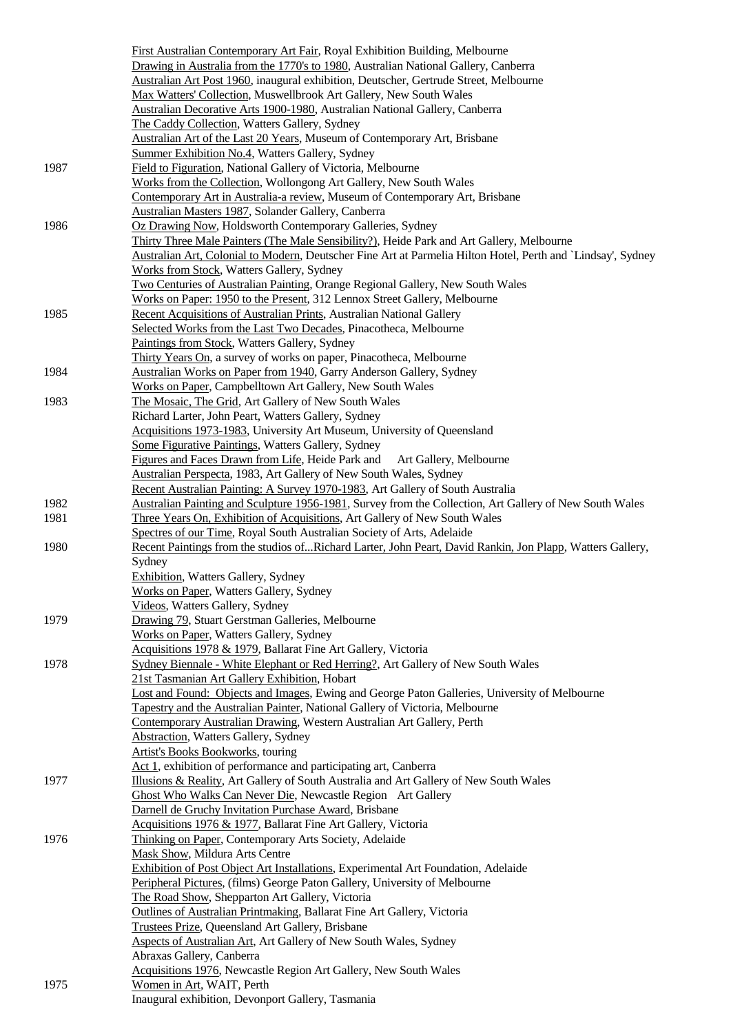| | |
|---|---|
| | First Australian Contemporary Art Fair, Royal Exhibition Building, Melbourne |
| | Drawing in Australia from the 1770's to 1980, Australian National Gallery, Canberra |
| | Australian Art Post 1960, inaugural exhibition, Deutscher, Gertrude Street, Melbourne |
| | Max Watters' Collection, Muswellbrook Art Gallery, New South Wales |
| | Australian Decorative Arts 1900-1980, Australian National Gallery, Canberra |
| | The Caddy Collection, Watters Gallery, Sydney |
| | Australian Art of the Last 20 Years, Museum of Contemporary Art, Brisbane |
| | Summer Exhibition No.4, Watters Gallery, Sydney |
| 1987 | Field to Figuration, National Gallery of Victoria, Melbourne |
| | Works from the Collection, Wollongong Art Gallery, New South Wales |
| | Contemporary Art in Australia-a review, Museum of Contemporary Art, Brisbane |
| | Australian Masters 1987, Solander Gallery, Canberra |
| 1986 | Oz Drawing Now, Holdsworth Contemporary Galleries, Sydney |
| | Thirty Three Male Painters (The Male Sensibility?), Heide Park and Art Gallery, Melbourne |
| | Australian Art, Colonial to Modern, Deutscher Fine Art at Parmelia Hilton Hotel, Perth and `Lindsay', Sydney |
| | Works from Stock, Watters Gallery, Sydney |
| | Two Centuries of Australian Painting, Orange Regional Gallery, New South Wales |
| | Works on Paper: 1950 to the Present, 312 Lennox Street Gallery, Melbourne |
| 1985 | Recent Acquisitions of Australian Prints, Australian National Gallery |
| | Selected Works from the Last Two Decades, Pinacotheca, Melbourne |
| | Paintings from Stock, Watters Gallery, Sydney |
| | Thirty Years On, a survey of works on paper, Pinacotheca, Melbourne |
| 1984 | Australian Works on Paper from 1940, Garry Anderson Gallery, Sydney |
| | Works on Paper, Campbelltown Art Gallery, New South Wales |
| 1983 | The Mosaic, The Grid, Art Gallery of New South Wales |
| | Richard Larter, John Peart, Watters Gallery, Sydney |
| | Acquisitions 1973-1983, University Art Museum, University of Queensland |
| | Some Figurative Paintings, Watters Gallery, Sydney |
| | Figures and Faces Drawn from Life, Heide Park and Art Gallery, Melbourne |
| | Australian Perspecta, 1983, Art Gallery of New South Wales, Sydney |
| | Recent Australian Painting: A Survey 1970-1983, Art Gallery of South Australia |
| 1982 | Australian Painting and Sculpture 1956-1981, Survey from the Collection, Art Gallery of New South Wales |
| 1981 | Three Years On, Exhibition of Acquisitions, Art Gallery of New South Wales |
| | Spectres of our Time, Royal South Australian Society of Arts, Adelaide |
| 1980 | Recent Paintings from the studios of...Richard Larter, John Peart, David Rankin, Jon Plapp, Watters Gallery, Sydney |
| | Exhibition, Watters Gallery, Sydney |
| | Works on Paper, Watters Gallery, Sydney |
| | Videos, Watters Gallery, Sydney |
| 1979 | Drawing 79, Stuart Gerstman Galleries, Melbourne |
| | Works on Paper, Watters Gallery, Sydney |
| | Acquisitions 1978 & 1979, Ballarat Fine Art Gallery, Victoria |
| 1978 | Sydney Biennale - White Elephant or Red Herring?, Art Gallery of New South Wales |
| | 21st Tasmanian Art Gallery Exhibition, Hobart |
| | Lost and Found: Objects and Images, Ewing and George Paton Galleries, University of Melbourne |
| | Tapestry and the Australian Painter, National Gallery of Victoria, Melbourne |
| | Contemporary Australian Drawing, Western Australian Art Gallery, Perth |
| | Abstraction, Watters Gallery, Sydney |
| | Artist's Books Bookworks, touring |
| | Act 1, exhibition of performance and participating art, Canberra |
| 1977 | Illusions & Reality, Art Gallery of South Australia and Art Gallery of New South Wales |
| | Ghost Who Walks Can Never Die, Newcastle Region Art Gallery |
| | Darnell de Gruchy Invitation Purchase Award, Brisbane |
| | Acquisitions 1976 & 1977, Ballarat Fine Art Gallery, Victoria |
| 1976 | Thinking on Paper, Contemporary Arts Society, Adelaide |
| | Mask Show, Mildura Arts Centre |
| | Exhibition of Post Object Art Installations, Experimental Art Foundation, Adelaide |
| | Peripheral Pictures, (films) George Paton Gallery, University of Melbourne |
| | The Road Show, Shepparton Art Gallery, Victoria |
| | Outlines of Australian Printmaking, Ballarat Fine Art Gallery, Victoria |
| | Trustees Prize, Queensland Art Gallery, Brisbane |
| | Aspects of Australian Art, Art Gallery of New South Wales, Sydney |
| | Abraxas Gallery, Canberra |
| | Acquisitions 1976, Newcastle Region Art Gallery, New South Wales |
| 1975 | Women in Art, WAIT, Perth |
| | Inaugural exhibition, Devonport Gallery, Tasmania |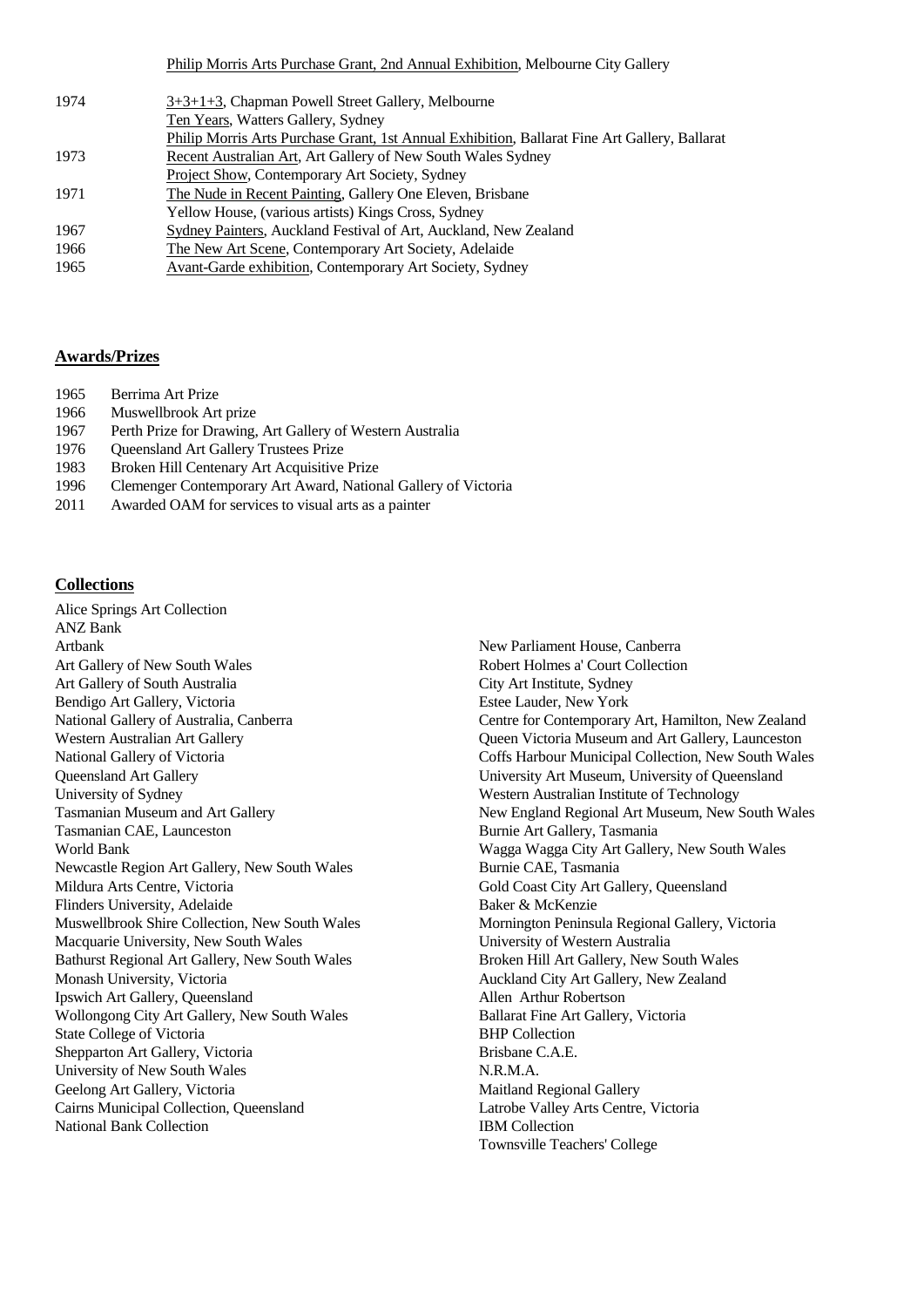Philip Morris Arts Purchase Grant, 2nd Annual Exhibition, Melbourne City Gallery

1974 3+3+1+3, Chapman Powell Street Gallery, Melbourne
Ten Years, Watters Gallery, Sydney
Philip Morris Arts Purchase Grant, 1st Annual Exhibition, Ballarat Fine Art Gallery, Ballarat

1973 Recent Australian Art, Art Gallery of New South Wales Sydney
Project Show, Contemporary Art Society, Sydney

1971 The Nude in Recent Painting, Gallery One Eleven, Brisbane
Yellow House, (various artists) Kings Cross, Sydney

1967 Sydney Painters, Auckland Festival of Art, Auckland, New Zealand

1966 The New Art Scene, Contemporary Art Society, Adelaide

1965 Avant-Garde exhibition, Contemporary Art Society, Sydney

## Awards/Prizes

1965 Berrima Art Prize
1966 Muswellbrook Art prize
1967 Perth Prize for Drawing, Art Gallery of Western Australia
1976 Queensland Art Gallery Trustees Prize
1983 Broken Hill Centenary Art Acquisitive Prize
1996 Clemenger Contemporary Art Award, National Gallery of Victoria
2011 Awarded OAM for services to visual arts as a painter

## Collections

Alice Springs Art Collection
ANZ Bank
Artbank
Art Gallery of New South Wales
Art Gallery of South Australia
Bendigo Art Gallery, Victoria
National Gallery of Australia, Canberra
Western Australian Art Gallery
National Gallery of Victoria
Queensland Art Gallery
University of Sydney
Tasmanian Museum and Art Gallery
Tasmanian CAE, Launceston
World Bank
Newcastle Region Art Gallery, New South Wales
Mildura Arts Centre, Victoria
Flinders University, Adelaide
Muswellbrook Shire Collection, New South Wales
Macquarie University, New South Wales
Bathurst Regional Art Gallery, New South Wales
Monash University, Victoria
Ipswich Art Gallery, Queensland
Wollongong City Art Gallery, New South Wales
State College of Victoria
Shepparton Art Gallery, Victoria
University of New South Wales
Geelong Art Gallery, Victoria
Cairns Municipal Collection, Queensland
National Bank Collection
New Parliament House, Canberra
Robert Holmes a' Court Collection
City Art Institute, Sydney
Estee Lauder, New York
Centre for Contemporary Art, Hamilton, New Zealand
Queen Victoria Museum and Art Gallery, Launceston
Coffs Harbour Municipal Collection, New South Wales
University Art Museum, University of Queensland
Western Australian Institute of Technology
New England Regional Art Museum, New South Wales
Burnie Art Gallery, Tasmania
Wagga Wagga City Art Gallery, New South Wales
Burnie CAE, Tasmania
Gold Coast City Art Gallery, Queensland
Baker & McKenzie
Mornington Peninsula Regional Gallery, Victoria
University of Western Australia
Broken Hill Art Gallery, New South Wales
Auckland City Art Gallery, New Zealand
Allen Arthur Robertson
Ballarat Fine Art Gallery, Victoria
BHP Collection
Brisbane C.A.E.
N.R.M.A.
Maitland Regional Gallery
Latrobe Valley Arts Centre, Victoria
IBM Collection
Townsville Teachers' College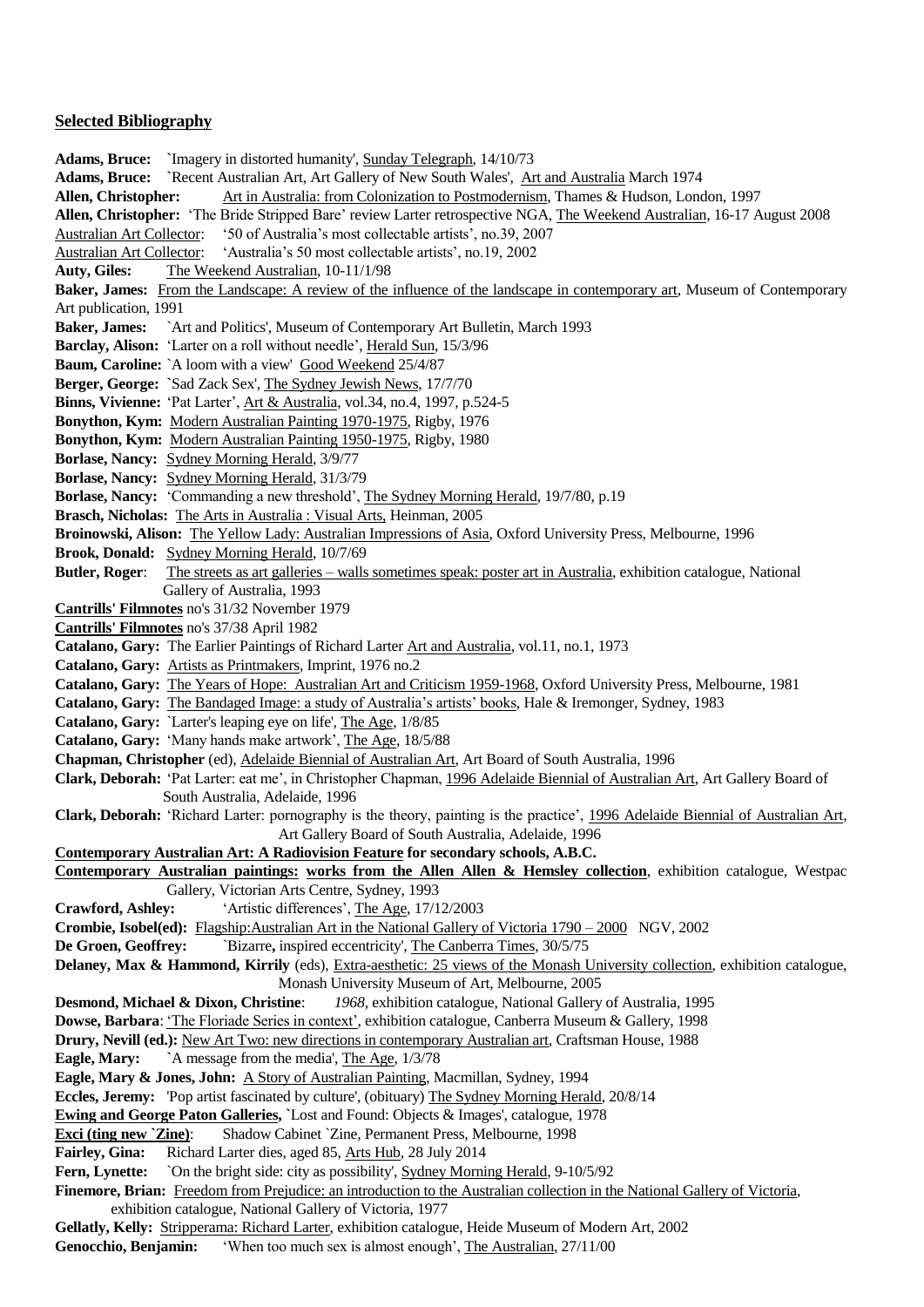## Selected Bibliography

**Adams, Bruce:** `Imagery in distorted humanity', Sunday Telegraph, 14/10/73

**Adams, Bruce:** `Recent Australian Art, Art Gallery of New South Wales', Art and Australia March 1974

**Allen, Christopher:** Art in Australia: from Colonization to Postmodernism, Thames & Hudson, London, 1997

**Allen, Christopher:** 'The Bride Stripped Bare' review Larter retrospective NGA, The Weekend Australian, 16-17 August 2008

Australian Art Collector: '50 of Australia's most collectable artists', no.39, 2007

Australian Art Collector: 'Australia's 50 most collectable artists', no.19, 2002

**Auty, Giles:** The Weekend Australian, 10-11/1/98

**Baker, James:** From the Landscape: A review of the influence of the landscape in contemporary art, Museum of Contemporary Art publication, 1991

**Baker, James:** `Art and Politics', Museum of Contemporary Art Bulletin, March 1993

**Barclay, Alison:** 'Larter on a roll without needle', Herald Sun, 15/3/96

**Baum, Caroline:** `A loom with a view' Good Weekend 25/4/87

**Berger, George:** `Sad Zack Sex', The Sydney Jewish News, 17/7/70

**Binns, Vivienne:** 'Pat Larter', Art & Australia, vol.34, no.4, 1997, p.524-5

**Bonython, Kym:** Modern Australian Painting 1970-1975, Rigby, 1976

**Bonython, Kym:** Modern Australian Painting 1950-1975, Rigby, 1980

**Borlase, Nancy:** Sydney Morning Herald, 3/9/77

**Borlase, Nancy:** Sydney Morning Herald, 31/3/79

**Borlase, Nancy:** 'Commanding a new threshold', The Sydney Morning Herald, 19/7/80, p.19

**Brasch, Nicholas:** The Arts in Australia : Visual Arts, Heinman, 2005

**Broinowski, Alison:** The Yellow Lady: Australian Impressions of Asia, Oxford University Press, Melbourne, 1996

**Brook, Donald:** Sydney Morning Herald, 10/7/69

**Butler, Roger**: The streets as art galleries – walls sometimes speak: poster art in Australia, exhibition catalogue, National Gallery of Australia, 1993

**Cantrills' Filmnotes** no's 31/32 November 1979

**Cantrills' Filmnotes** no's 37/38 April 1982

**Catalano, Gary:** The Earlier Paintings of Richard Larter Art and Australia, vol.11, no.1, 1973

**Catalano, Gary:** Artists as Printmakers, Imprint, 1976 no.2

**Catalano, Gary:** The Years of Hope: Australian Art and Criticism 1959-1968, Oxford University Press, Melbourne, 1981

**Catalano, Gary:** The Bandaged Image: a study of Australia's artists' books, Hale & Iremonger, Sydney, 1983

**Catalano, Gary:** `Larter's leaping eye on life', The Age, 1/8/85

**Catalano, Gary:** 'Many hands make artwork', The Age, 18/5/88

**Chapman, Christopher** (ed), Adelaide Biennial of Australian Art, Art Board of South Australia, 1996

**Clark, Deborah:** 'Pat Larter: eat me', in Christopher Chapman, 1996 Adelaide Biennial of Australian Art, Art Gallery Board of South Australia, Adelaide, 1996

**Clark, Deborah:** 'Richard Larter: pornography is the theory, painting is the practice', 1996 Adelaide Biennial of Australian Art, Art Gallery Board of South Australia, Adelaide, 1996

**Contemporary Australian Art: A Radiovision Feature for secondary schools, A.B.C.**

**Contemporary Australian paintings: works from the Allen Allen & Hemsley collection**, exhibition catalogue, Westpac Gallery, Victorian Arts Centre, Sydney, 1993

**Crawford, Ashley:** 'Artistic differences', The Age, 17/12/2003

**Crombie, Isobel(ed):** Flagship:Australian Art in the National Gallery of Victoria 1790 – 2000 NGV, 2002

**De Groen, Geoffrey:** `Bizarre, inspired eccentricity', The Canberra Times, 30/5/75

**Delaney, Max & Hammond, Kirrily** (eds), Extra-aesthetic: 25 views of the Monash University collection, exhibition catalogue, Monash University Museum of Art, Melbourne, 2005

**Desmond, Michael & Dixon, Christine**: *1968*, exhibition catalogue, National Gallery of Australia, 1995

**Dowse, Barbara**: 'The Floriade Series in context', exhibition catalogue, Canberra Museum & Gallery, 1998

**Drury, Nevill (ed.):** New Art Two: new directions in contemporary Australian art, Craftsman House, 1988

**Eagle, Mary:** `A message from the media', The Age, 1/3/78

**Eagle, Mary & Jones, John:** A Story of Australian Painting, Macmillan, Sydney, 1994

**Eccles, Jeremy:** 'Pop artist fascinated by culture', (obituary) The Sydney Morning Herald, 20/8/14

**Ewing and George Paton Galleries,** `Lost and Found: Objects & Images', catalogue, 1978

**Exci (ting new `Zine)**: Shadow Cabinet `Zine, Permanent Press, Melbourne, 1998

**Fairley, Gina:** Richard Larter dies, aged 85, Arts Hub, 28 July 2014

**Fern, Lynette:** `On the bright side: city as possibility', Sydney Morning Herald, 9-10/5/92

**Finemore, Brian:** Freedom from Prejudice: an introduction to the Australian collection in the National Gallery of Victoria, exhibition catalogue, National Gallery of Victoria, 1977

**Gellatly, Kelly:** Stripperama: Richard Larter, exhibition catalogue, Heide Museum of Modern Art, 2002

**Genocchio, Benjamin:** 'When too much sex is almost enough', The Australian, 27/11/00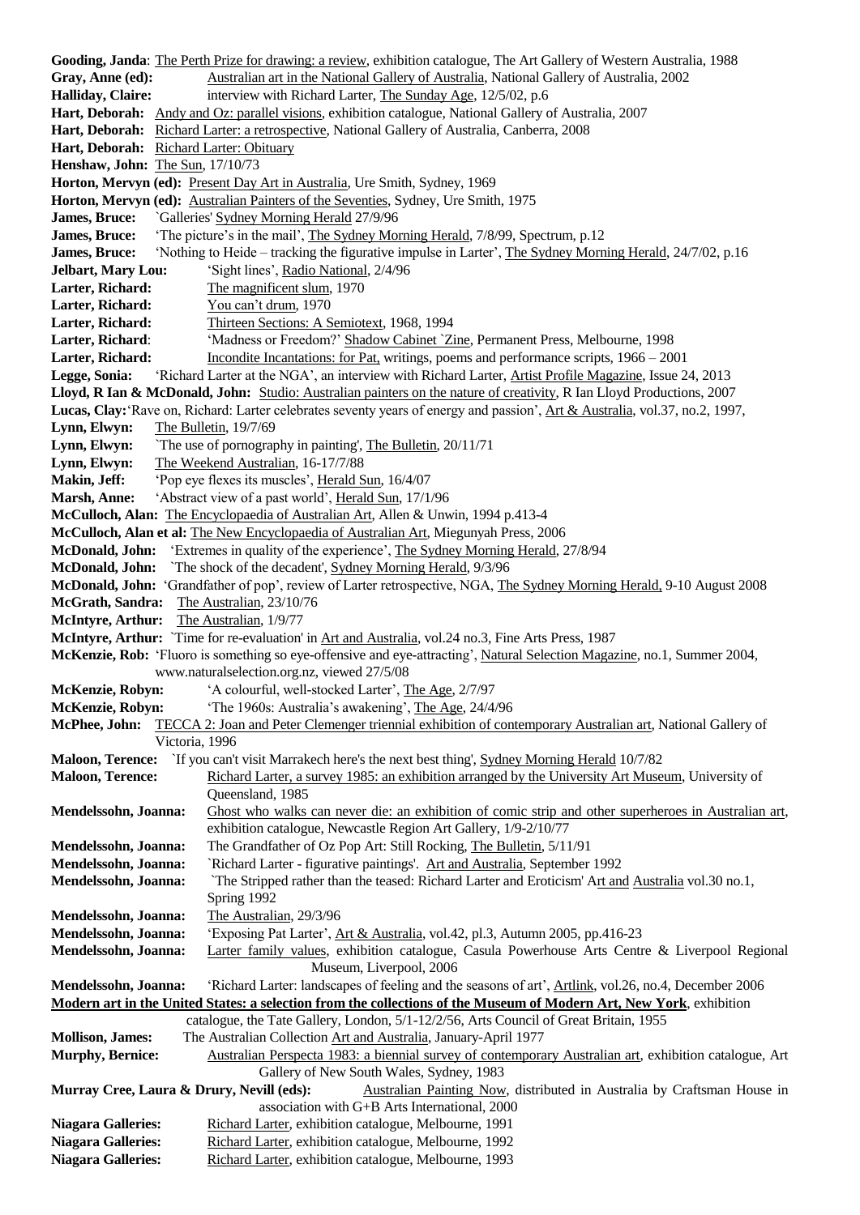**Gooding, Janda**: The Perth Prize for drawing: a review, exhibition catalogue, The Art Gallery of Western Australia, 1988

**Gray, Anne (ed):** Australian art in the National Gallery of Australia, National Gallery of Australia, 2002

**Halliday, Claire:** interview with Richard Larter, The Sunday Age, 12/5/02, p.6

**Hart, Deborah:** Andy and Oz: parallel visions, exhibition catalogue, National Gallery of Australia, 2007

**Hart, Deborah:** Richard Larter: a retrospective, National Gallery of Australia, Canberra, 2008

**Hart, Deborah:** Richard Larter: Obituary

**Henshaw, John:** The Sun, 17/10/73

**Horton, Mervyn (ed):** Present Day Art in Australia, Ure Smith, Sydney, 1969

**Horton, Mervyn (ed):** Australian Painters of the Seventies, Sydney, Ure Smith, 1975

**James, Bruce:** `Galleries' Sydney Morning Herald 27/9/96

**James, Bruce:** 'The picture's in the mail', The Sydney Morning Herald, 7/8/99, Spectrum, p.12

**James, Bruce:** 'Nothing to Heide – tracking the figurative impulse in Larter', The Sydney Morning Herald, 24/7/02, p.16

**Jelbart, Mary Lou:** 'Sight lines', Radio National, 2/4/96

**Larter, Richard:** The magnificent slum, 1970

**Larter, Richard:** You can't drum, 1970

**Larter, Richard:** Thirteen Sections: A Semiotext, 1968, 1994

**Larter, Richard**: 'Madness or Freedom?' Shadow Cabinet `Zine, Permanent Press, Melbourne, 1998

**Larter, Richard:** Incondite Incantations: for Pat, writings, poems and performance scripts, 1966 – 2001

**Legge, Sonia:** 'Richard Larter at the NGA', an interview with Richard Larter, Artist Profile Magazine, Issue 24, 2013

**Lloyd, R Ian & McDonald, John:** Studio: Australian painters on the nature of creativity, R Ian Lloyd Productions, 2007

**Lucas, Clay:** 'Rave on, Richard: Larter celebrates seventy years of energy and passion', Art & Australia, vol.37, no.2, 1997,

**Lynn, Elwyn:** The Bulletin, 19/7/69

**Lynn, Elwyn:** `The use of pornography in painting', The Bulletin, 20/11/71

**Lynn, Elwyn:** The Weekend Australian, 16-17/7/88

**Makin, Jeff:** 'Pop eye flexes its muscles', Herald Sun, 16/4/07

**Marsh, Anne:** 'Abstract view of a past world', Herald Sun, 17/1/96

**McCulloch, Alan:** The Encyclopaedia of Australian Art, Allen & Unwin, 1994 p.413-4

**McCulloch, Alan et al:** The New Encyclopaedia of Australian Art, Miegunyah Press, 2006

**McDonald, John:** 'Extremes in quality of the experience', The Sydney Morning Herald, 27/8/94

**McDonald, John:** `The shock of the decadent', Sydney Morning Herald, 9/3/96

**McDonald, John:** 'Grandfather of pop', review of Larter retrospective, NGA, The Sydney Morning Herald, 9-10 August 2008

**McGrath, Sandra:** The Australian, 23/10/76

**McIntyre, Arthur:** The Australian, 1/9/77

**McIntyre, Arthur:** `Time for re-evaluation' in Art and Australia, vol.24 no.3, Fine Arts Press, 1987

**McKenzie, Rob:** 'Fluoro is something so eye-offensive and eye-attracting', Natural Selection Magazine, no.1, Summer 2004, www.naturalselection.org.nz, viewed 27/5/08

**McKenzie, Robyn:** 'A colourful, well-stocked Larter', The Age, 2/7/97

**McKenzie, Robyn:** 'The 1960s: Australia's awakening', The Age, 24/4/96

**McPhee, John:** TECCA 2: Joan and Peter Clemenger triennial exhibition of contemporary Australian art, National Gallery of Victoria, 1996

**Maloon, Terence:** `If you can't visit Marrakech here's the next best thing', Sydney Morning Herald 10/7/82

**Maloon, Terence:** Richard Larter, a survey 1985: an exhibition arranged by the University Art Museum, University of Queensland, 1985

**Mendelssohn, Joanna:** Ghost who walks can never die: an exhibition of comic strip and other superheroes in Australian art, exhibition catalogue, Newcastle Region Art Gallery, 1/9-2/10/77

**Mendelssohn, Joanna:** The Grandfather of Oz Pop Art: Still Rocking, The Bulletin, 5/11/91

**Mendelssohn, Joanna:** `Richard Larter - figurative paintings'. Art and Australia, September 1992

**Mendelssohn, Joanna:** `The Stripped rather than the teased: Richard Larter and Eroticism' Art and Australia vol.30 no.1, Spring 1992

**Mendelssohn, Joanna:** The Australian, 29/3/96

**Mendelssohn, Joanna:** 'Exposing Pat Larter', Art & Australia, vol.42, pl.3, Autumn 2005, pp.416-23

**Mendelssohn, Joanna:** Larter family values, exhibition catalogue, Casula Powerhouse Arts Centre & Liverpool Regional Museum, Liverpool, 2006

**Mendelssohn, Joanna:** 'Richard Larter: landscapes of feeling and the seasons of art', Artlink, vol.26, no.4, December 2006

**Modern art in the United States: a selection from the collections of the Museum of Modern Art, New York**, exhibition catalogue, the Tate Gallery, London, 5/1-12/2/56, Arts Council of Great Britain, 1955

**Mollison, James:** The Australian Collection Art and Australia, January-April 1977

**Murphy, Bernice:** Australian Perspecta 1983: a biennial survey of contemporary Australian art, exhibition catalogue, Art Gallery of New South Wales, Sydney, 1983

**Murray Cree, Laura & Drury, Nevill (eds):** Australian Painting Now, distributed in Australia by Craftsman House in association with G+B Arts International, 2000

**Niagara Galleries:** Richard Larter, exhibition catalogue, Melbourne, 1991

**Niagara Galleries:** Richard Larter, exhibition catalogue, Melbourne, 1992

**Niagara Galleries:** Richard Larter, exhibition catalogue, Melbourne, 1993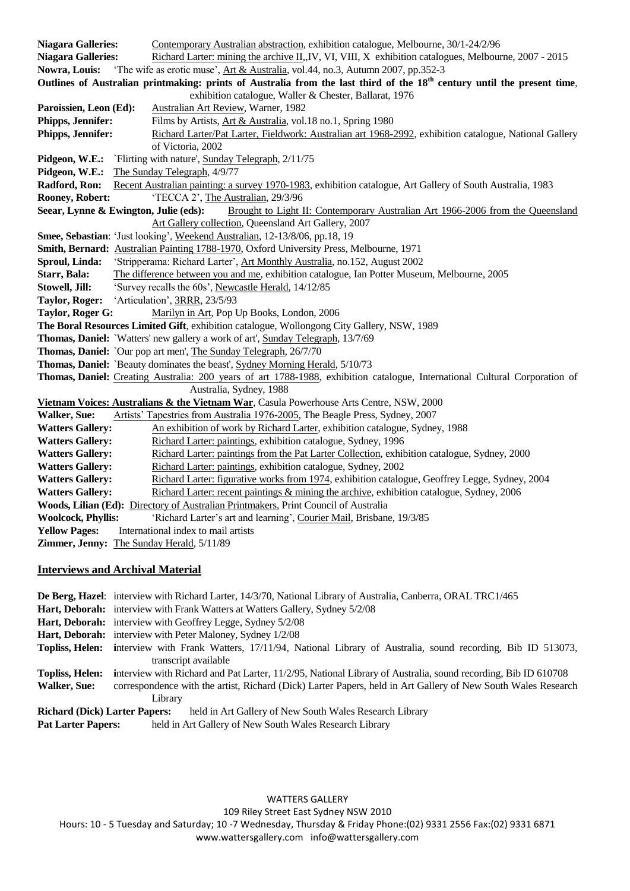**Niagara Galleries:** Contemporary Australian abstraction, exhibition catalogue, Melbourne, 30/1-24/2/96

**Niagara Galleries:** Richard Larter: mining the archive II,,IV, VI, VIII, X exhibition catalogues, Melbourne, 2007 - 2015

**Nowra, Louis:** 'The wife as erotic muse', Art & Australia, vol.44, no.3, Autumn 2007, pp.352-3

**Outlines of Australian printmaking: prints of Australia from the last third of the 18th century until the present time**, exhibition catalogue, Waller & Chester, Ballarat, 1976

**Paroissien, Leon (Ed):** Australian Art Review, Warner, 1982

**Phipps, Jennifer:** Films by Artists, Art & Australia, vol.18 no.1, Spring 1980

**Phipps, Jennifer:** Richard Larter/Pat Larter, Fieldwork: Australian art 1968-2992, exhibition catalogue, National Gallery of Victoria, 2002

**Pidgeon, W.E.:** `Flirting with nature', Sunday Telegraph, 2/11/75

**Pidgeon, W.E.:** The Sunday Telegraph, 4/9/77

**Radford, Ron:** Recent Australian painting: a survey 1970-1983, exhibition catalogue, Art Gallery of South Australia, 1983

**Rooney, Robert:** 'TECCA 2', The Australian, 29/3/96

**Seear, Lynne & Ewington, Julie (eds):** Brought to Light II: Contemporary Australian Art 1966-2006 from the Queensland Art Gallery collection, Queensland Art Gallery, 2007

**Smee, Sebastian**: 'Just looking', Weekend Australian, 12-13/8/06, pp.18, 19

**Smith, Bernard:** Australian Painting 1788-1970, Oxford University Press, Melbourne, 1971

**Sproul, Linda:** 'Stripperama: Richard Larter', Art Monthly Australia, no.152, August 2002

**Starr, Bala:** The difference between you and me, exhibition catalogue, Ian Potter Museum, Melbourne, 2005

**Stowell, Jill:** 'Survey recalls the 60s', Newcastle Herald, 14/12/85

**Taylor, Roger:** 'Articulation', 3RRR, 23/5/93

**Taylor, Roger G:** Marilyn in Art, Pop Up Books, London, 2006

**The Boral Resources Limited Gift**, exhibition catalogue, Wollongong City Gallery, NSW, 1989

**Thomas, Daniel:** `Watters' new gallery a work of art', Sunday Telegraph, 13/7/69

**Thomas, Daniel:** `Our pop art men', The Sunday Telegraph, 26/7/70

**Thomas, Daniel:** `Beauty dominates the beast', Sydney Morning Herald, 5/10/73

**Thomas, Daniel:** Creating Australia: 200 years of art 1788-1988, exhibition catalogue, International Cultural Corporation of Australia, Sydney, 1988

**Vietnam Voices: Australians & the Vietnam War**, Casula Powerhouse Arts Centre, NSW, 2000

**Walker, Sue:** Artists' Tapestries from Australia 1976-2005, The Beagle Press, Sydney, 2007

**Watters Gallery:** An exhibition of work by Richard Larter, exhibition catalogue, Sydney, 1988

**Watters Gallery:** Richard Larter: paintings, exhibition catalogue, Sydney, 1996

**Watters Gallery:** Richard Larter: paintings from the Pat Larter Collection, exhibition catalogue, Sydney, 2000

**Watters Gallery:** Richard Larter: paintings, exhibition catalogue, Sydney, 2002

**Watters Gallery:** Richard Larter: figurative works from 1974, exhibition catalogue, Geoffrey Legge, Sydney, 2004

**Watters Gallery:** Richard Larter: recent paintings & mining the archive, exhibition catalogue, Sydney, 2006

**Woods, Lilian (Ed):** Directory of Australian Printmakers, Print Council of Australia

**Woolcock, Phyllis:** 'Richard Larter's art and learning', Courier Mail, Brisbane, 19/3/85

**Yellow Pages:** International index to mail artists

**Zimmer, Jenny:** The Sunday Herald, 5/11/89

## Interviews and Archival Material

**De Berg, Hazel**: interview with Richard Larter, 14/3/70, National Library of Australia, Canberra, ORAL TRC1/465

**Hart, Deborah:** interview with Frank Watters at Watters Gallery, Sydney 5/2/08

**Hart, Deborah:** interview with Geoffrey Legge, Sydney 5/2/08

**Hart, Deborah:** interview with Peter Maloney, Sydney 1/2/08

**Topliss, Helen:** interview with Frank Watters, 17/11/94, National Library of Australia, sound recording, Bib ID 513073, transcript available

**Topliss, Helen:** interview with Richard and Pat Larter, 11/2/95, National Library of Australia, sound recording, Bib ID 610708

**Walker, Sue:** correspondence with the artist, Richard (Dick) Larter Papers, held in Art Gallery of New South Wales Research Library

**Richard (Dick) Larter Papers:** held in Art Gallery of New South Wales Research Library

**Pat Larter Papers:** held in Art Gallery of New South Wales Research Library

WATTERS GALLERY
109 Riley Street East Sydney NSW 2010
Hours: 10 - 5 Tuesday and Saturday; 10 -7 Wednesday, Thursday & Friday Phone:(02) 9331 2556 Fax:(02) 9331 6871
www.wattersgallery.com info@wattersgallery.com